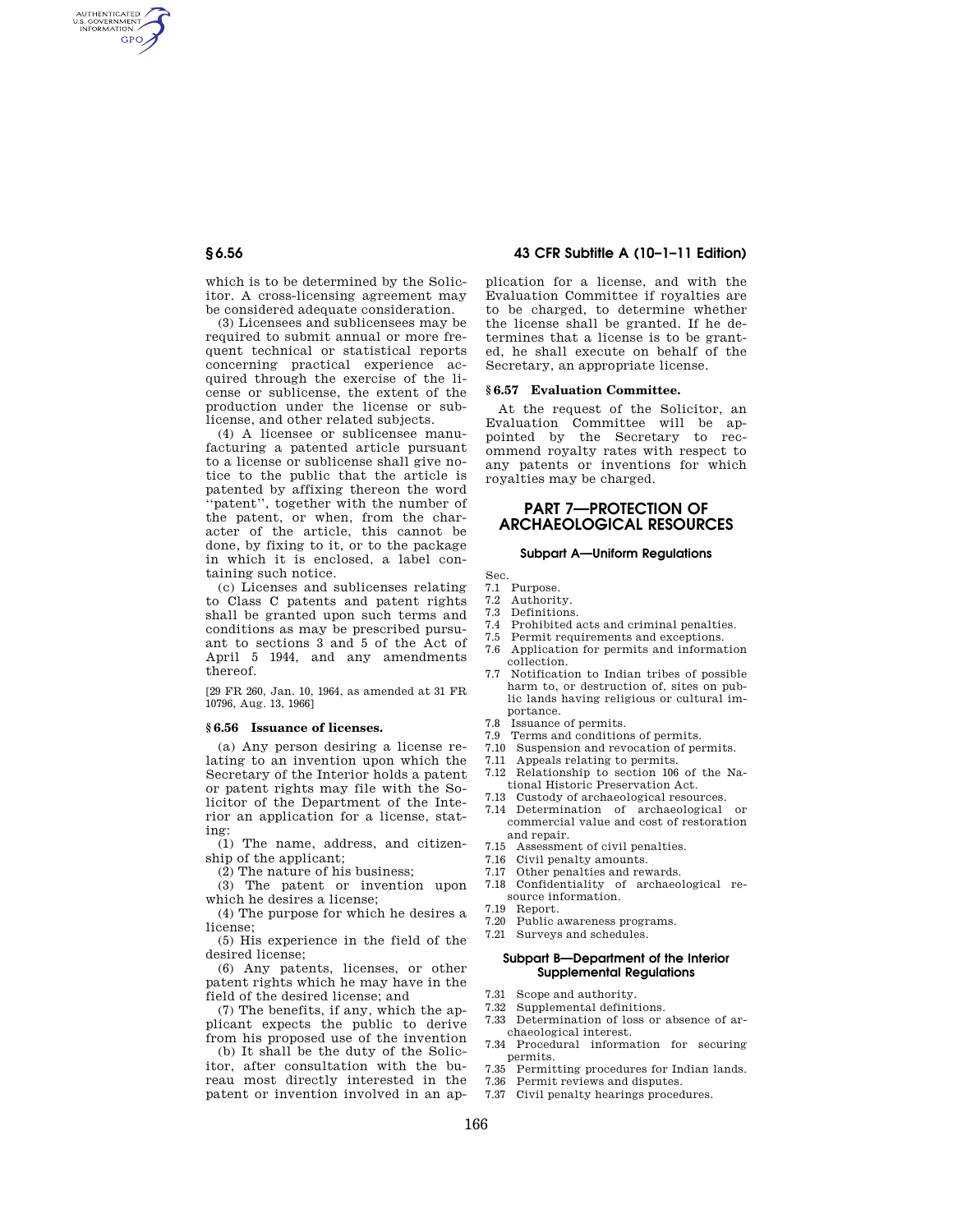which is to be determined by the Solicitor. A cross-licensing agreement may be considered adequate consideration.

(3) Licensees and sublicensees may be required to submit annual or more frequent technical or statistical reports concerning practical experience acquired through the exercise of the license or sublicense, the extent of the production under the license or sublicense, and other related subjects.

(4) A licensee or sublicensee manufacturing a patented article pursuant to a license or sublicense shall give notice to the public that the article is patented by affixing thereon the word ''patent'', together with the number of the patent, or when, from the character of the article, this cannot be done, by fixing to it, or to the package in which it is enclosed, a label containing such notice.

(c) Licenses and sublicenses relating to Class C patents and patent rights shall be granted upon such terms and conditions as may be prescribed pursuant to sections 3 and 5 of the Act of April 5 1944, and any amendments thereof.

[29 FR 260, Jan. 10, 1964, as amended at 31 FR 10796, Aug. 13, 1966]

### § 6.56 Issuance of licenses.

(a) Any person desiring a license relating to an invention upon which the Secretary of the Interior holds a patent or patent rights may file with the Solicitor of the Department of the Interior an application for a license, stating:

(1) The name, address, and citizenship of the applicant;

(2) The nature of his business;

(3) The patent or invention upon which he desires a license;

(4) The purpose for which he desires a license;

(5) His experience in the field of the desired license;

(6) Any patents, licenses, or other patent rights which he may have in the field of the desired license; and

(7) The benefits, if any, which the applicant expects the public to derive from his proposed use of the invention

(b) It shall be the duty of the Solicitor, after consultation with the bureau most directly interested in the patent or invention involved in an application for a license, and with the Evaluation Committee if royalties are to be charged, to determine whether the license shall be granted. If he determines that a license is to be granted, he shall execute on behalf of the Secretary, an appropriate license.

### § 6.57 Evaluation Committee.

At the request of the Solicitor, an Evaluation Committee will be appointed by the Secretary to recommend royalty rates with respect to any patents or inventions for which royalties may be charged.

# PART 7—PROTECTION OF ARCHAEOLOGICAL RESOURCES

## Subpart A—Uniform Regulations

Sec.

7.1 Purpose.
7.2 Authority.
7.3 Definitions.
7.4 Prohibited acts and criminal penalties.
7.5 Permit requirements and exceptions.
7.6 Application for permits and information collection.
7.7 Notification to Indian tribes of possible harm to, or destruction of, sites on public lands having religious or cultural importance.
7.8 Issuance of permits.
7.9 Terms and conditions of permits.
7.10 Suspension and revocation of permits.
7.11 Appeals relating to permits.
7.12 Relationship to section 106 of the National Historic Preservation Act.
7.13 Custody of archaeological resources.
7.14 Determination of archaeological or commercial value and cost of restoration and repair.
7.15 Assessment of civil penalties.
7.16 Civil penalty amounts.
7.17 Other penalties and rewards.
7.18 Confidentiality of archaeological resource information.
7.19 Report.
7.20 Public awareness programs.
7.21 Surveys and schedules.

## Subpart B—Department of the Interior Supplemental Regulations

7.31 Scope and authority.
7.32 Supplemental definitions.
7.33 Determination of loss or absence of archaeological interest.
7.34 Procedural information for securing permits.
7.35 Permitting procedures for Indian lands.
7.36 Permit reviews and disputes.
7.37 Civil penalty hearings procedures.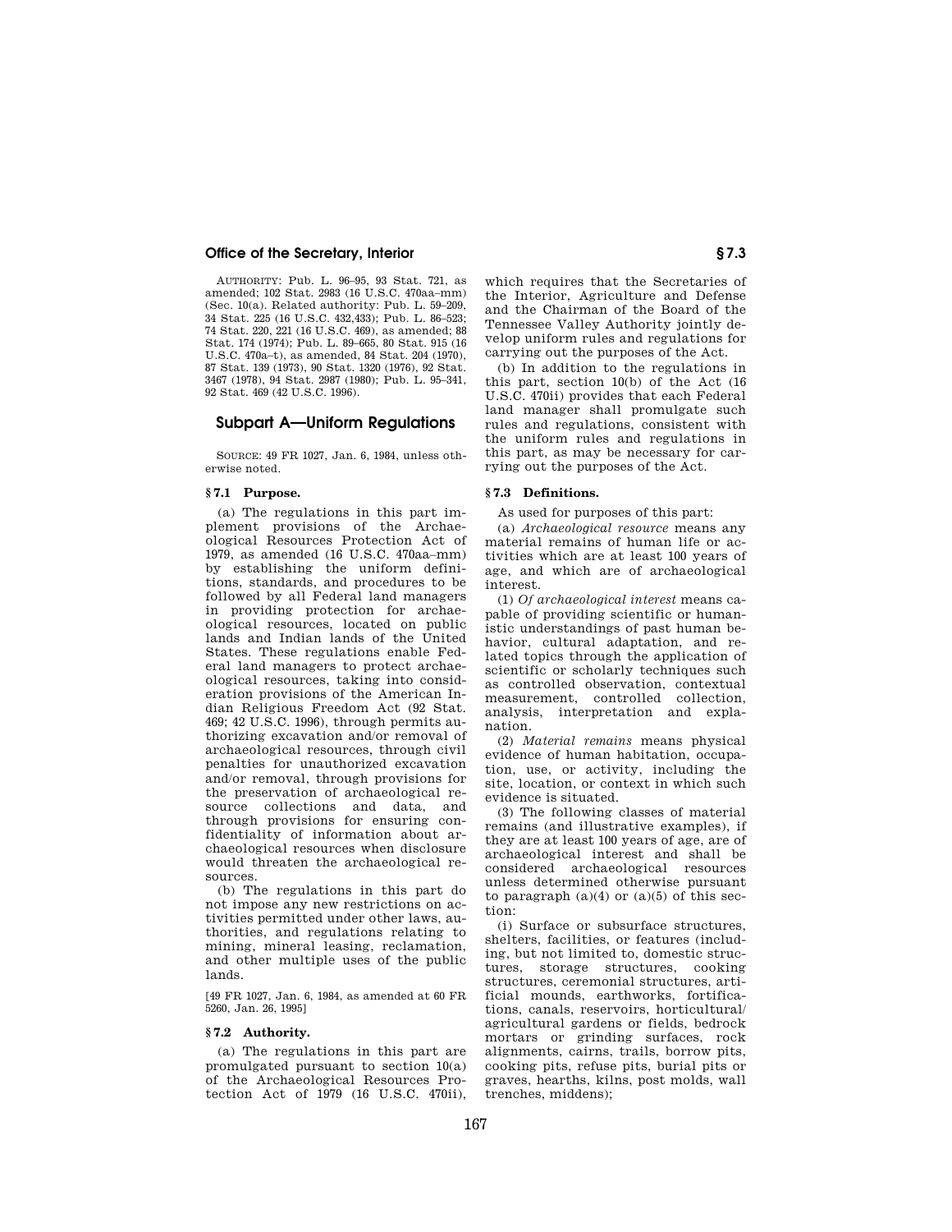AUTHORITY: Pub. L. 96–95, 93 Stat. 721, as amended; 102 Stat. 2983 (16 U.S.C. 470aa–mm) (Sec. 10(a). Related authority: Pub. L. 59–209, 34 Stat. 225 (16 U.S.C. 432,433); Pub. L. 86–523; 74 Stat. 220, 221 (16 U.S.C. 469), as amended; 88 Stat. 174 (1974); Pub. L. 89–665, 80 Stat. 915 (16 U.S.C. 470a–t), as amended, 84 Stat. 204 (1970), 87 Stat. 139 (1973), 90 Stat. 1320 (1976), 92 Stat. 3467 (1978), 94 Stat. 2987 (1980); Pub. L. 95–341, 92 Stat. 469 (42 U.S.C. 1996).

## Subpart A—Uniform Regulations

SOURCE: 49 FR 1027, Jan. 6, 1984, unless otherwise noted.

### § 7.1 Purpose.

(a) The regulations in this part implement provisions of the Archaeological Resources Protection Act of 1979, as amended (16 U.S.C. 470aa–mm) by establishing the uniform definitions, standards, and procedures to be followed by all Federal land managers in providing protection for archaeological resources, located on public lands and Indian lands of the United States. These regulations enable Federal land managers to protect archaeological resources, taking into consideration provisions of the American Indian Religious Freedom Act (92 Stat. 469; 42 U.S.C. 1996), through permits authorizing excavation and/or removal of archaeological resources, through civil penalties for unauthorized excavation and/or removal, through provisions for the preservation of archaeological resource collections and data, and through provisions for ensuring confidentiality of information about archaeological resources when disclosure would threaten the archaeological resources.

(b) The regulations in this part do not impose any new restrictions on activities permitted under other laws, authorities, and regulations relating to mining, mineral leasing, reclamation, and other multiple uses of the public lands.

[49 FR 1027, Jan. 6, 1984, as amended at 60 FR 5260, Jan. 26, 1995]

### § 7.2 Authority.

(a) The regulations in this part are promulgated pursuant to section 10(a) of the Archaeological Resources Protection Act of 1979 (16 U.S.C. 470ii), which requires that the Secretaries of the Interior, Agriculture and Defense and the Chairman of the Board of the Tennessee Valley Authority jointly develop uniform rules and regulations for carrying out the purposes of the Act.

(b) In addition to the regulations in this part, section 10(b) of the Act (16 U.S.C. 470ii) provides that each Federal land manager shall promulgate such rules and regulations, consistent with the uniform rules and regulations in this part, as may be necessary for carrying out the purposes of the Act.

### § 7.3 Definitions.

As used for purposes of this part:

(a) *Archaeological resource* means any material remains of human life or activities which are at least 100 years of age, and which are of archaeological interest.

(1) *Of archaeological interest* means capable of providing scientific or humanistic understandings of past human behavior, cultural adaptation, and related topics through the application of scientific or scholarly techniques such as controlled observation, contextual measurement, controlled collection, analysis, interpretation and explanation.

(2) *Material remains* means physical evidence of human habitation, occupation, use, or activity, including the site, location, or context in which such evidence is situated.

(3) The following classes of material remains (and illustrative examples), if they are at least 100 years of age, are of archaeological interest and shall be considered archaeological resources unless determined otherwise pursuant to paragraph (a)(4) or (a)(5) of this section:

(i) Surface or subsurface structures, shelters, facilities, or features (including, but not limited to, domestic structures, storage structures, cooking structures, ceremonial structures, artificial mounds, earthworks, fortifications, canals, reservoirs, horticultural/agricultural gardens or fields, bedrock mortars or grinding surfaces, rock alignments, cairns, trails, borrow pits, cooking pits, refuse pits, burial pits or graves, hearths, kilns, post molds, wall trenches, middens);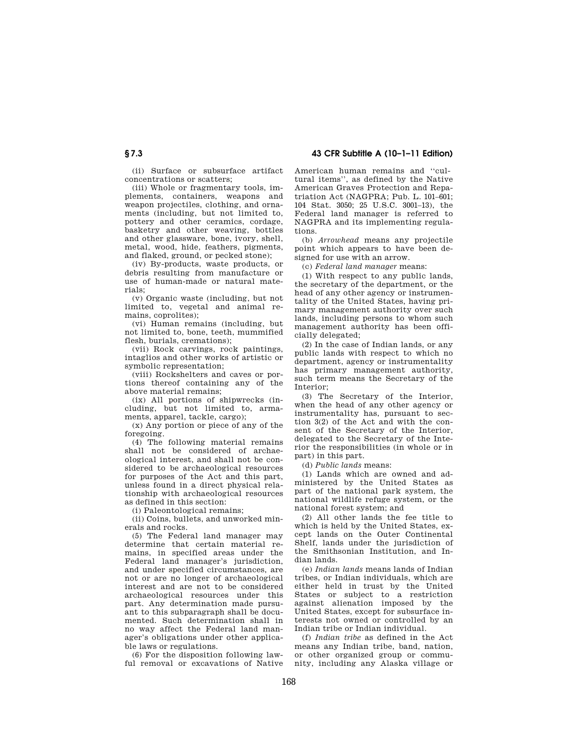(ii) Surface or subsurface artifact concentrations or scatters;

(iii) Whole or fragmentary tools, implements, containers, weapons and weapon projectiles, clothing, and ornaments (including, but not limited to, pottery and other ceramics, cordage, basketry and other weaving, bottles and other glassware, bone, ivory, shell, metal, wood, hide, feathers, pigments, and flaked, ground, or pecked stone);

(iv) By-products, waste products, or debris resulting from manufacture or use of human-made or natural materials;

(v) Organic waste (including, but not limited to, vegetal and animal remains, coprolites);

(vi) Human remains (including, but not limited to, bone, teeth, mummified flesh, burials, cremations);

(vii) Rock carvings, rock paintings, intaglios and other works of artistic or symbolic representation;

(viii) Rockshelters and caves or portions thereof containing any of the above material remains;

(ix) All portions of shipwrecks (including, but not limited to, armaments, apparel, tackle, cargo);

(x) Any portion or piece of any of the foregoing.

(4) The following material remains shall not be considered of archaeological interest, and shall not be considered to be archaeological resources for purposes of the Act and this part, unless found in a direct physical relationship with archaeological resources as defined in this section:

(i) Paleontological remains;

(ii) Coins, bullets, and unworked minerals and rocks.

(5) The Federal land manager may determine that certain material remains, in specified areas under the Federal land manager's jurisdiction, and under specified circumstances, are not or are no longer of archaeological interest and are not to be considered archaeological resources under this part. Any determination made pursuant to this subparagraph shall be documented. Such determination shall in no way affect the Federal land manager's obligations under other applicable laws or regulations.

(6) For the disposition following lawful removal or excavations of Native American human remains and "cultural items", as defined by the Native American Graves Protection and Repatriation Act (NAGPRA; Pub. L. 101–601; 104 Stat. 3050; 25 U.S.C. 3001–13), the Federal land manager is referred to NAGPRA and its implementing regulations.

(b) *Arrowhead* means any projectile point which appears to have been designed for use with an arrow.

(c) *Federal land manager* means:

(1) With respect to any public lands, the secretary of the department, or the head of any other agency or instrumentality of the United States, having primary management authority over such lands, including persons to whom such management authority has been officially delegated;

(2) In the case of Indian lands, or any public lands with respect to which no department, agency or instrumentality has primary management authority, such term means the Secretary of the Interior;

(3) The Secretary of the Interior, when the head of any other agency or instrumentality has, pursuant to section 3(2) of the Act and with the consent of the Secretary of the Interior, delegated to the Secretary of the Interior the responsibilities (in whole or in part) in this part.

(d) *Public lands* means:

(1) Lands which are owned and administered by the United States as part of the national park system, the national wildlife refuge system, or the national forest system; and

(2) All other lands the fee title to which is held by the United States, except lands on the Outer Continental Shelf, lands under the jurisdiction of the Smithsonian Institution, and Indian lands.

(e) *Indian lands* means lands of Indian tribes, or Indian individuals, which are either held in trust by the United States or subject to a restriction against alienation imposed by the United States, except for subsurface interests not owned or controlled by an Indian tribe or Indian individual.

(f) *Indian tribe* as defined in the Act means any Indian tribe, band, nation, or other organized group or community, including any Alaska village or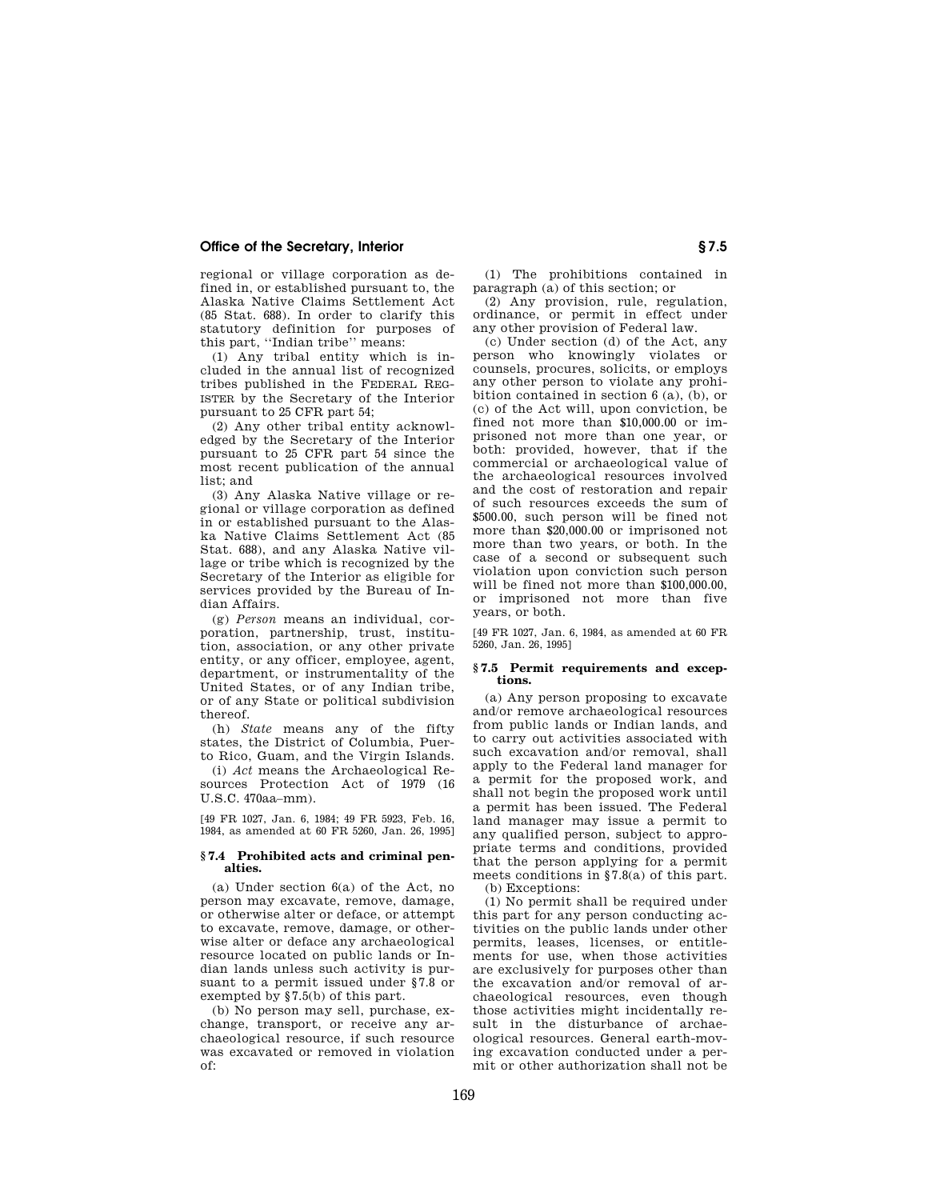regional or village corporation as defined in, or established pursuant to, the Alaska Native Claims Settlement Act (85 Stat. 688). In order to clarify this statutory definition for purposes of this part, ''Indian tribe'' means:

(1) Any tribal entity which is included in the annual list of recognized tribes published in the FEDERAL REGISTER by the Secretary of the Interior pursuant to 25 CFR part 54;

(2) Any other tribal entity acknowledged by the Secretary of the Interior pursuant to 25 CFR part 54 since the most recent publication of the annual list; and

(3) Any Alaska Native village or regional or village corporation as defined in or established pursuant to the Alaska Native Claims Settlement Act (85 Stat. 688), and any Alaska Native village or tribe which is recognized by the Secretary of the Interior as eligible for services provided by the Bureau of Indian Affairs.

(g) *Person* means an individual, corporation, partnership, trust, institution, association, or any other private entity, or any officer, employee, agent, department, or instrumentality of the United States, or of any Indian tribe, or of any State or political subdivision thereof.

(h) *State* means any of the fifty states, the District of Columbia, Puerto Rico, Guam, and the Virgin Islands.

(i) *Act* means the Archaeological Resources Protection Act of 1979 (16 U.S.C. 470aa–mm).

[49 FR 1027, Jan. 6, 1984; 49 FR 5923, Feb. 16, 1984, as amended at 60 FR 5260, Jan. 26, 1995]

### § 7.4 Prohibited acts and criminal penalties.

(a) Under section 6(a) of the Act, no person may excavate, remove, damage, or otherwise alter or deface, or attempt to excavate, remove, damage, or otherwise alter or deface any archaeological resource located on public lands or Indian lands unless such activity is pursuant to a permit issued under §7.8 or exempted by §7.5(b) of this part.

(b) No person may sell, purchase, exchange, transport, or receive any archaeological resource, if such resource was excavated or removed in violation of:

(1) The prohibitions contained in paragraph (a) of this section; or

(2) Any provision, rule, regulation, ordinance, or permit in effect under any other provision of Federal law.

(c) Under section (d) of the Act, any person who knowingly violates or counsels, procures, solicits, or employs any other person to violate any prohibition contained in section 6 (a), (b), or (c) of the Act will, upon conviction, be fined not more than $10,000.00 or imprisoned not more than one year, or both: provided, however, that if the commercial or archaeological value of the archaeological resources involved and the cost of restoration and repair of such resources exceeds the sum of $500.00, such person will be fined not more than $20,000.00 or imprisoned not more than two years, or both. In the case of a second or subsequent such violation upon conviction such person will be fined not more than $100,000.00, or imprisoned not more than five years, or both.

[49 FR 1027, Jan. 6, 1984, as amended at 60 FR 5260, Jan. 26, 1995]

### § 7.5 Permit requirements and exceptions.

(a) Any person proposing to excavate and/or remove archaeological resources from public lands or Indian lands, and to carry out activities associated with such excavation and/or removal, shall apply to the Federal land manager for a permit for the proposed work, and shall not begin the proposed work until a permit has been issued. The Federal land manager may issue a permit to any qualified person, subject to appropriate terms and conditions, provided that the person applying for a permit meets conditions in §7.8(a) of this part.

(b) Exceptions:

(1) No permit shall be required under this part for any person conducting activities on the public lands under other permits, leases, licenses, or entitlements for use, when those activities are exclusively for purposes other than the excavation and/or removal of archaeological resources, even though those activities might incidentally result in the disturbance of archaeological resources. General earth-moving excavation conducted under a permit or other authorization shall not be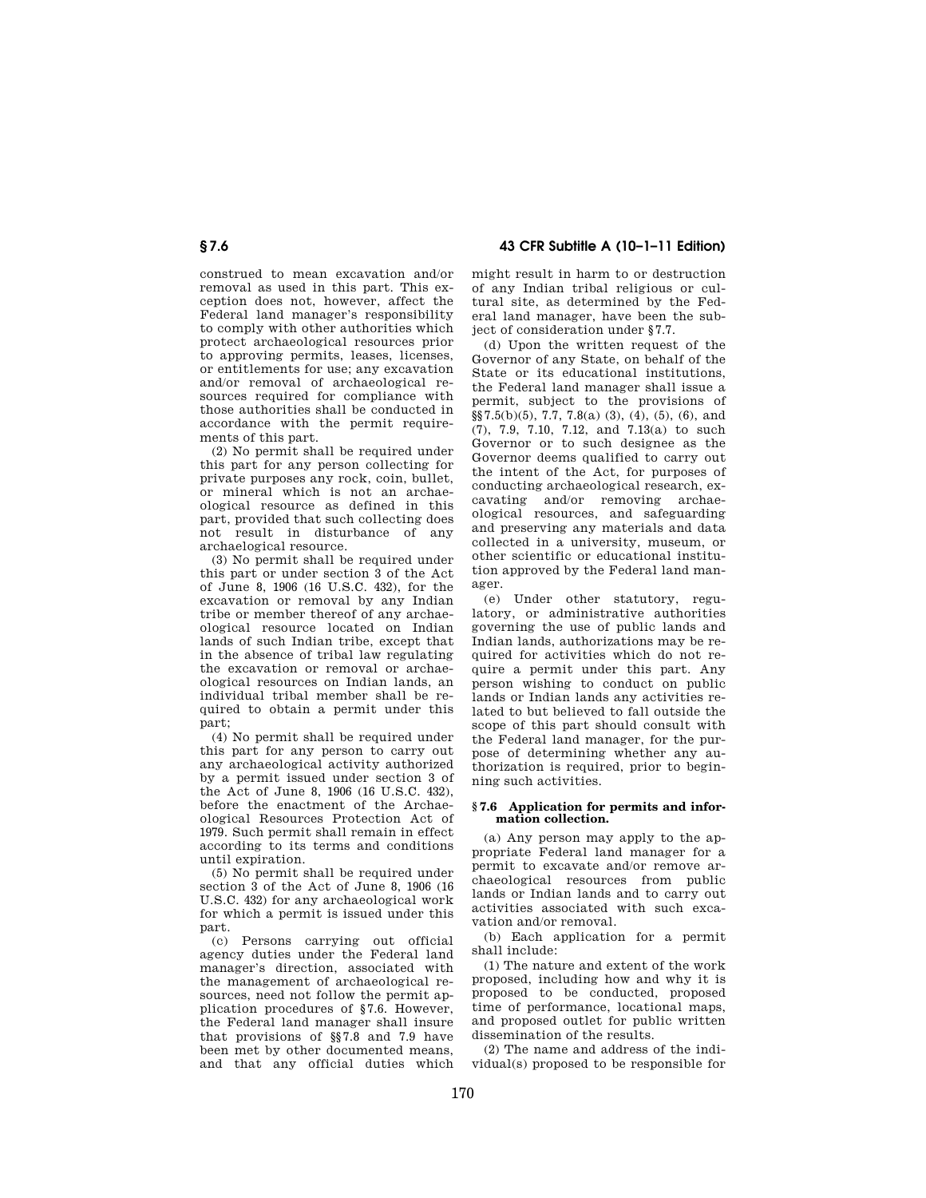construed to mean excavation and/or removal as used in this part. This exception does not, however, affect the Federal land manager's responsibility to comply with other authorities which protect archaeological resources prior to approving permits, leases, licenses, or entitlements for use; any excavation and/or removal of archaeological resources required for compliance with those authorities shall be conducted in accordance with the permit requirements of this part.

(2) No permit shall be required under this part for any person collecting for private purposes any rock, coin, bullet, or mineral which is not an archaeological resource as defined in this part, provided that such collecting does not result in disturbance of any archaeological resource.

(3) No permit shall be required under this part or under section 3 of the Act of June 8, 1906 (16 U.S.C. 432), for the excavation or removal by any Indian tribe or member thereof of any archaeological resource located on Indian lands of such Indian tribe, except that in the absence of tribal law regulating the excavation or removal or archaeological resources on Indian lands, an individual tribal member shall be required to obtain a permit under this part;

(4) No permit shall be required under this part for any person to carry out any archaeological activity authorized by a permit issued under section 3 of the Act of June 8, 1906 (16 U.S.C. 432), before the enactment of the Archaeological Resources Protection Act of 1979. Such permit shall remain in effect according to its terms and conditions until expiration.

(5) No permit shall be required under section 3 of the Act of June 8, 1906 (16 U.S.C. 432) for any archaeological work for which a permit is issued under this part.

(c) Persons carrying out official agency duties under the Federal land manager's direction, associated with the management of archaeological resources, need not follow the permit application procedures of §7.6. However, the Federal land manager shall insure that provisions of §§7.8 and 7.9 have been met by other documented means, and that any official duties which might result in harm to or destruction of any Indian tribal religious or cultural site, as determined by the Federal land manager, have been the subject of consideration under §7.7.

(d) Upon the written request of the Governor of any State, on behalf of the State or its educational institutions, the Federal land manager shall issue a permit, subject to the provisions of §§7.5(b)(5), 7.7, 7.8(a) (3), (4), (5), (6), and (7), 7.9, 7.10, 7.12, and 7.13(a) to such Governor or to such designee as the Governor deems qualified to carry out the intent of the Act, for purposes of conducting archaeological research, excavating and/or removing archaeological resources, and safeguarding and preserving any materials and data collected in a university, museum, or other scientific or educational institution approved by the Federal land manager.

(e) Under other statutory, regulatory, or administrative authorities governing the use of public lands and Indian lands, authorizations may be required for activities which do not require a permit under this part. Any person wishing to conduct on public lands or Indian lands any activities related to but believed to fall outside the scope of this part should consult with the Federal land manager, for the purpose of determining whether any authorization is required, prior to beginning such activities.

### §7.6 Application for permits and information collection.

(a) Any person may apply to the appropriate Federal land manager for a permit to excavate and/or remove archaeological resources from public lands or Indian lands and to carry out activities associated with such excavation and/or removal.

(b) Each application for a permit shall include:

(1) The nature and extent of the work proposed, including how and why it is proposed to be conducted, proposed time of performance, locational maps, and proposed outlet for public written dissemination of the results.

(2) The name and address of the individual(s) proposed to be responsible for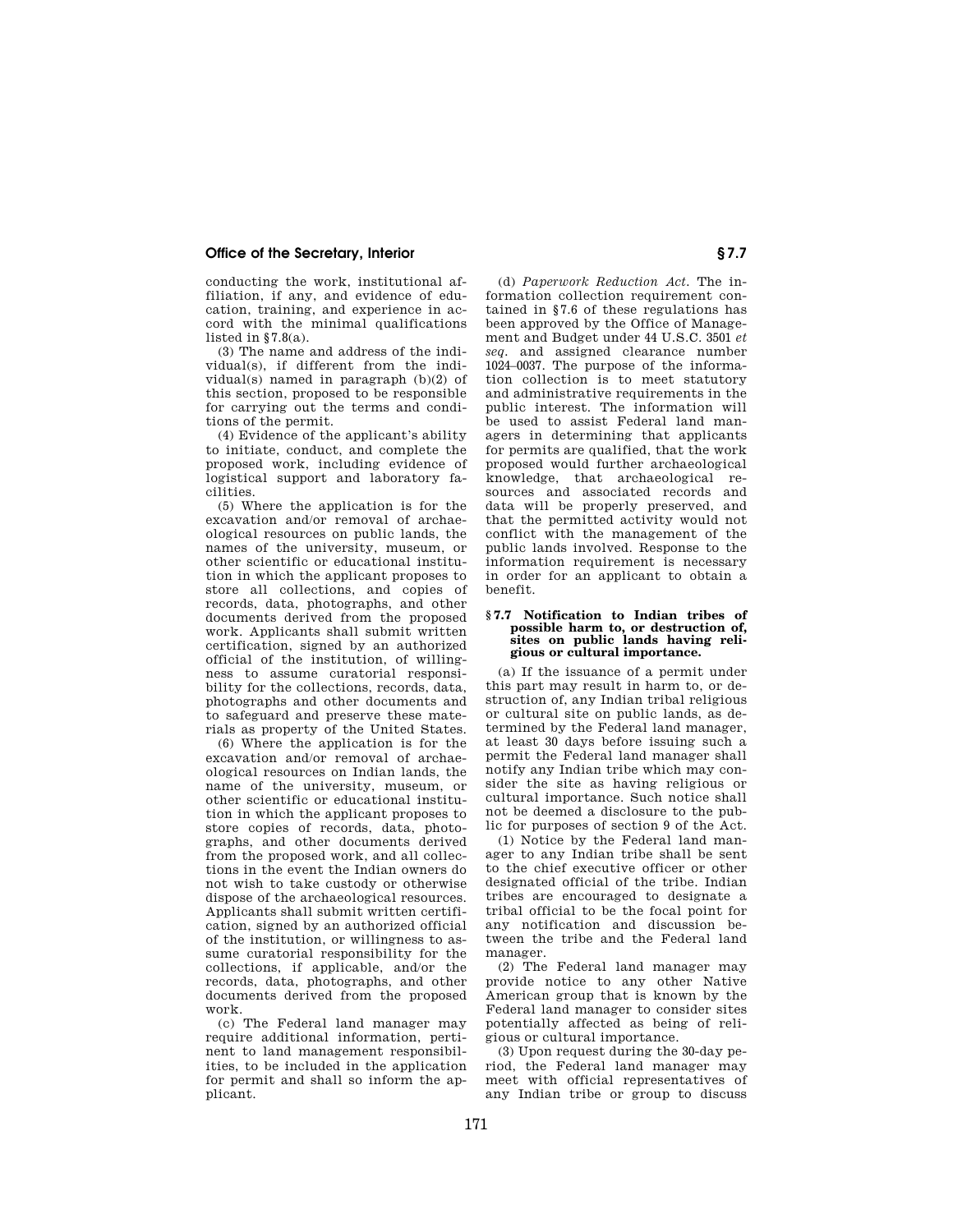conducting the work, institutional affiliation, if any, and evidence of education, training, and experience in accord with the minimal qualifications listed in §7.8(a).

(3) The name and address of the individual(s), if different from the individual(s) named in paragraph (b)(2) of this section, proposed to be responsible for carrying out the terms and conditions of the permit.

(4) Evidence of the applicant's ability to initiate, conduct, and complete the proposed work, including evidence of logistical support and laboratory facilities.

(5) Where the application is for the excavation and/or removal of archaeological resources on public lands, the names of the university, museum, or other scientific or educational institution in which the applicant proposes to store all collections, and copies of records, data, photographs, and other documents derived from the proposed work. Applicants shall submit written certification, signed by an authorized official of the institution, of willingness to assume curatorial responsibility for the collections, records, data, photographs and other documents and to safeguard and preserve these materials as property of the United States.

(6) Where the application is for the excavation and/or removal of archaeological resources on Indian lands, the name of the university, museum, or other scientific or educational institution in which the applicant proposes to store copies of records, data, photographs, and other documents derived from the proposed work, and all collections in the event the Indian owners do not wish to take custody or otherwise dispose of the archaeological resources. Applicants shall submit written certification, signed by an authorized official of the institution, or willingness to assume curatorial responsibility for the collections, if applicable, and/or the records, data, photographs, and other documents derived from the proposed work.

(c) The Federal land manager may require additional information, pertinent to land management responsibilities, to be included in the application for permit and shall so inform the applicant.

(d) *Paperwork Reduction Act.* The information collection requirement contained in §7.6 of these regulations has been approved by the Office of Management and Budget under 44 U.S.C. 3501 *et seq.* and assigned clearance number 1024–0037. The purpose of the information collection is to meet statutory and administrative requirements in the public interest. The information will be used to assist Federal land managers in determining that applicants for permits are qualified, that the work proposed would further archaeological knowledge, that archaeological resources and associated records and data will be properly preserved, and that the permitted activity would not conflict with the management of the public lands involved. Response to the information requirement is necessary in order for an applicant to obtain a benefit.

### § 7.7 Notification to Indian tribes of possible harm to, or destruction of, sites on public lands having religious or cultural importance.

(a) If the issuance of a permit under this part may result in harm to, or destruction of, any Indian tribal religious or cultural site on public lands, as determined by the Federal land manager, at least 30 days before issuing such a permit the Federal land manager shall notify any Indian tribe which may consider the site as having religious or cultural importance. Such notice shall not be deemed a disclosure to the public for purposes of section 9 of the Act.

(1) Notice by the Federal land manager to any Indian tribe shall be sent to the chief executive officer or other designated official of the tribe. Indian tribes are encouraged to designate a tribal official to be the focal point for any notification and discussion between the tribe and the Federal land manager.

(2) The Federal land manager may provide notice to any other Native American group that is known by the Federal land manager to consider sites potentially affected as being of religious or cultural importance.

(3) Upon request during the 30-day period, the Federal land manager may meet with official representatives of any Indian tribe or group to discuss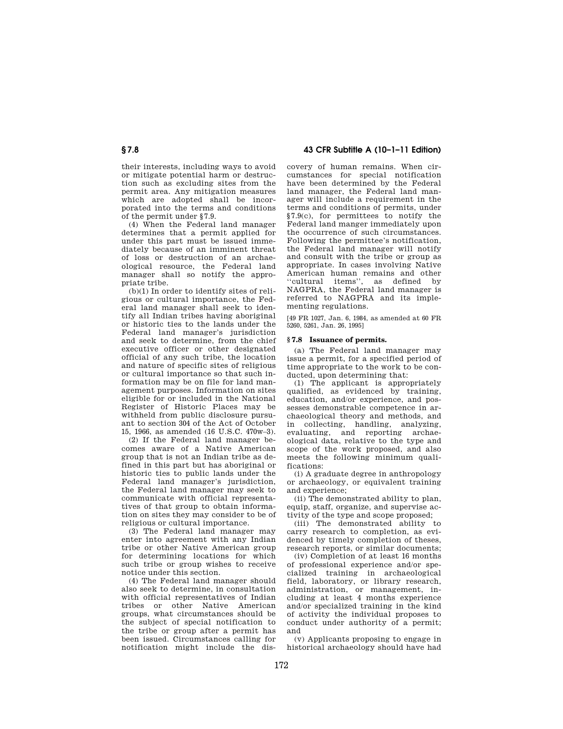their interests, including ways to avoid or mitigate potential harm or destruction such as excluding sites from the permit area. Any mitigation measures which are adopted shall be incorporated into the terms and conditions of the permit under §7.9.

(4) When the Federal land manager determines that a permit applied for under this part must be issued immediately because of an imminent threat of loss or destruction of an archaeological resource, the Federal land manager shall so notify the appropriate tribe.

(b)(1) In order to identify sites of religious or cultural importance, the Federal land manager shall seek to identify all Indian tribes having aboriginal or historic ties to the lands under the Federal land manager's jurisdiction and seek to determine, from the chief executive officer or other designated official of any such tribe, the location and nature of specific sites of religious or cultural importance so that such information may be on file for land management purposes. Information on sites eligible for or included in the National Register of Historic Places may be withheld from public disclosure pursuant to section 304 of the Act of October 15, 1966, as amended (16 U.S.C. 470w–3).

(2) If the Federal land manager becomes aware of a Native American group that is not an Indian tribe as defined in this part but has aboriginal or historic ties to public lands under the Federal land manager's jurisdiction, the Federal land manager may seek to communicate with official representatives of that group to obtain information on sites they may consider to be of religious or cultural importance.

(3) The Federal land manager may enter into agreement with any Indian tribe or other Native American group for determining locations for which such tribe or group wishes to receive notice under this section.

(4) The Federal land manager should also seek to determine, in consultation with official representatives of Indian tribes or other Native American groups, what circumstances should be the subject of special notification to the tribe or group after a permit has been issued. Circumstances calling for notification might include the discovery of human remains. When circumstances for special notification have been determined by the Federal land manager, the Federal land manager will include a requirement in the terms and conditions of permits, under §7.9(c), for permittees to notify the Federal land manger immediately upon the occurrence of such circumstances. Following the permittee's notification, the Federal land manager will notify and consult with the tribe or group as appropriate. In cases involving Native American human remains and other "cultural items", as defined by NAGPRA, the Federal land manager is referred to NAGPRA and its implementing regulations.

[49 FR 1027, Jan. 6, 1984, as amended at 60 FR 5260, 5261, Jan. 26, 1995]

## §7.8 Issuance of permits.

(a) The Federal land manager may issue a permit, for a specified period of time appropriate to the work to be conducted, upon determining that:

(1) The applicant is appropriately qualified, as evidenced by training, education, and/or experience, and possesses demonstrable competence in archaeological theory and methods, and in collecting, handling, analyzing, evaluating, and reporting archaeological data, relative to the type and scope of the work proposed, and also meets the following minimum qualifications:

(i) A graduate degree in anthropology or archaeology, or equivalent training and experience;

(ii) The demonstrated ability to plan, equip, staff, organize, and supervise activity of the type and scope proposed;

(iii) The demonstrated ability to carry research to completion, as evidenced by timely completion of theses, research reports, or similar documents;

(iv) Completion of at least 16 months of professional experience and/or specialized training in archaeological field, laboratory, or library research, administration, or management, including at least 4 months experience and/or specialized training in the kind of activity the individual proposes to conduct under authority of a permit; and

(v) Applicants proposing to engage in historical archaeology should have had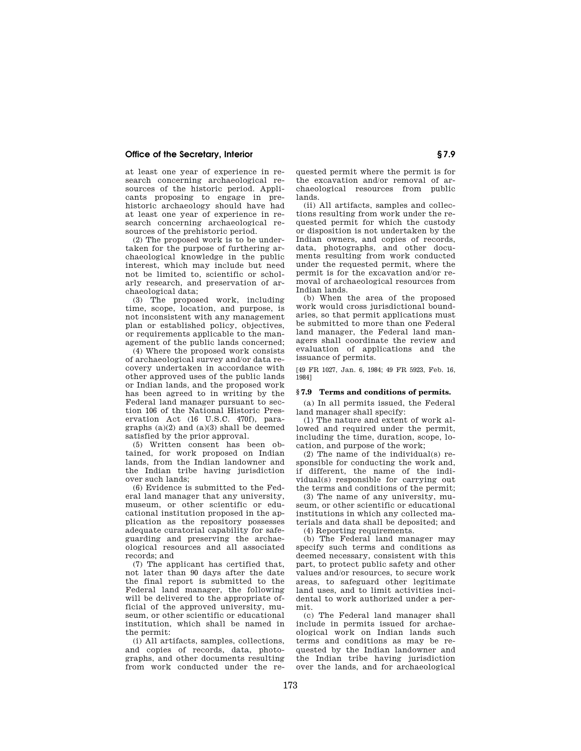at least one year of experience in research concerning archaeological resources of the historic period. Applicants proposing to engage in prehistoric archaeology should have had at least one year of experience in research concerning archaeological resources of the prehistoric period.

(2) The proposed work is to be undertaken for the purpose of furthering archaeological knowledge in the public interest, which may include but need not be limited to, scientific or scholarly research, and preservation of archaeological data;

(3) The proposed work, including time, scope, location, and purpose, is not inconsistent with any management plan or established policy, objectives, or requirements applicable to the management of the public lands concerned;

(4) Where the proposed work consists of archaeological survey and/or data recovery undertaken in accordance with other approved uses of the public lands or Indian lands, and the proposed work has been agreed to in writing by the Federal land manager pursuant to section 106 of the National Historic Preservation Act (16 U.S.C. 470f), paragraphs (a)(2) and (a)(3) shall be deemed satisfied by the prior approval.

(5) Written consent has been obtained, for work proposed on Indian lands, from the Indian landowner and the Indian tribe having jurisdiction over such lands;

(6) Evidence is submitted to the Federal land manager that any university, museum, or other scientific or educational institution proposed in the application as the repository possesses adequate curatorial capability for safeguarding and preserving the archaeological resources and all associated records; and

(7) The applicant has certified that, not later than 90 days after the date the final report is submitted to the Federal land manager, the following will be delivered to the appropriate official of the approved university, museum, or other scientific or educational institution, which shall be named in the permit:

(i) All artifacts, samples, collections, and copies of records, data, photographs, and other documents resulting from work conducted under the requested permit where the permit is for the excavation and/or removal of archaeological resources from public lands.

(ii) All artifacts, samples and collections resulting from work under the requested permit for which the custody or disposition is not undertaken by the Indian owners, and copies of records, data, photographs, and other documents resulting from work conducted under the requested permit, where the permit is for the excavation and/or removal of archaeological resources from Indian lands.

(b) When the area of the proposed work would cross jurisdictional boundaries, so that permit applications must be submitted to more than one Federal land manager, the Federal land managers shall coordinate the review and evaluation of applications and the issuance of permits.

[49 FR 1027, Jan. 6, 1984; 49 FR 5923, Feb. 16, 1984]

### § 7.9 Terms and conditions of permits.

(a) In all permits issued, the Federal land manager shall specify:

(1) The nature and extent of work allowed and required under the permit, including the time, duration, scope, location, and purpose of the work;

(2) The name of the individual(s) responsible for conducting the work and, if different, the name of the individual(s) responsible for carrying out the terms and conditions of the permit;

(3) The name of any university, museum, or other scientific or educational institutions in which any collected materials and data shall be deposited; and

(4) Reporting requirements.

(b) The Federal land manager may specify such terms and conditions as deemed necessary, consistent with this part, to protect public safety and other values and/or resources, to secure work areas, to safeguard other legitimate land uses, and to limit activities incidental to work authorized under a permit.

(c) The Federal land manager shall include in permits issued for archaeological work on Indian lands such terms and conditions as may be requested by the Indian landowner and the Indian tribe having jurisdiction over the lands, and for archaeological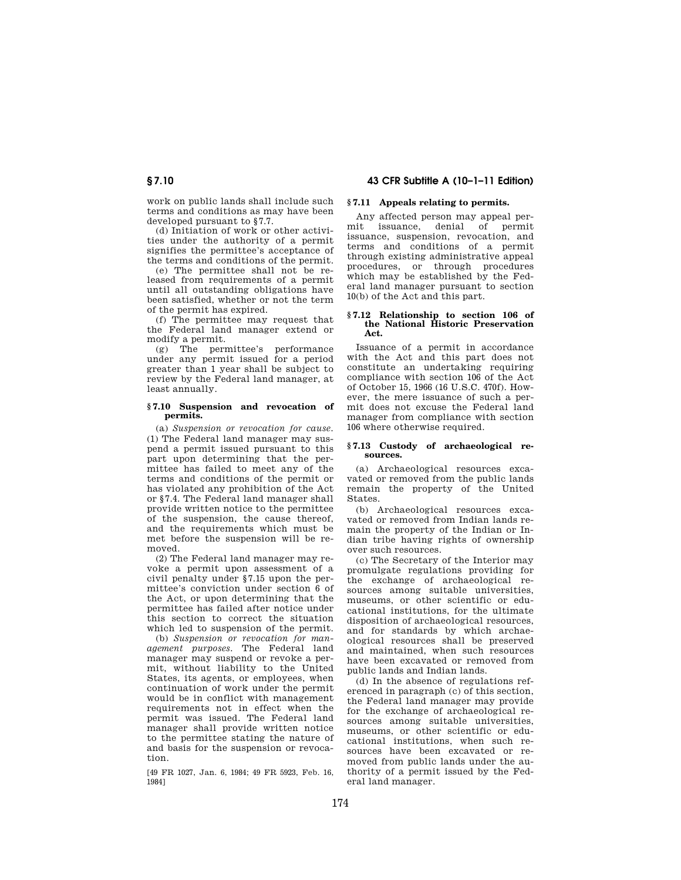work on public lands shall include such terms and conditions as may have been developed pursuant to §7.7.

(d) Initiation of work or other activities under the authority of a permit signifies the permittee's acceptance of the terms and conditions of the permit.

(e) The permittee shall not be released from requirements of a permit until all outstanding obligations have been satisfied, whether or not the term of the permit has expired.

(f) The permittee may request that the Federal land manager extend or modify a permit.

(g) The permittee's performance under any permit issued for a period greater than 1 year shall be subject to review by the Federal land manager, at least annually.

### §7.10 Suspension and revocation of permits.

(a) *Suspension or revocation for cause.* (1) The Federal land manager may suspend a permit issued pursuant to this part upon determining that the permittee has failed to meet any of the terms and conditions of the permit or has violated any prohibition of the Act or §7.4. The Federal land manager shall provide written notice to the permittee of the suspension, the cause thereof, and the requirements which must be met before the suspension will be removed.

(2) The Federal land manager may revoke a permit upon assessment of a civil penalty under §7.15 upon the permittee's conviction under section 6 of the Act, or upon determining that the permittee has failed after notice under this section to correct the situation which led to suspension of the permit.

(b) *Suspension or revocation for management purposes.* The Federal land manager may suspend or revoke a permit, without liability to the United States, its agents, or employees, when continuation of work under the permit would be in conflict with management requirements not in effect when the permit was issued. The Federal land manager shall provide written notice to the permittee stating the nature of and basis for the suspension or revocation.

[49 FR 1027, Jan. 6, 1984; 49 FR 5923, Feb. 16, 1984]

### §7.11 Appeals relating to permits.

Any affected person may appeal permit issuance, denial of permit issuance, suspension, revocation, and terms and conditions of a permit through existing administrative appeal procedures, or through procedures which may be established by the Federal land manager pursuant to section 10(b) of the Act and this part.

### §7.12 Relationship to section 106 of the National Historic Preservation Act.

Issuance of a permit in accordance with the Act and this part does not constitute an undertaking requiring compliance with section 106 of the Act of October 15, 1966 (16 U.S.C. 470f). However, the mere issuance of such a permit does not excuse the Federal land manager from compliance with section 106 where otherwise required.

### §7.13 Custody of archaeological resources.

(a) Archaeological resources excavated or removed from the public lands remain the property of the United States.

(b) Archaeological resources excavated or removed from Indian lands remain the property of the Indian or Indian tribe having rights of ownership over such resources.

(c) The Secretary of the Interior may promulgate regulations providing for the exchange of archaeological resources among suitable universities, museums, or other scientific or educational institutions, for the ultimate disposition of archaeological resources, and for standards by which archaeological resources shall be preserved and maintained, when such resources have been excavated or removed from public lands and Indian lands.

(d) In the absence of regulations referenced in paragraph (c) of this section, the Federal land manager may provide for the exchange of archaeological resources among suitable universities, museums, or other scientific or educational institutions, when such resources have been excavated or removed from public lands under the authority of a permit issued by the Federal land manager.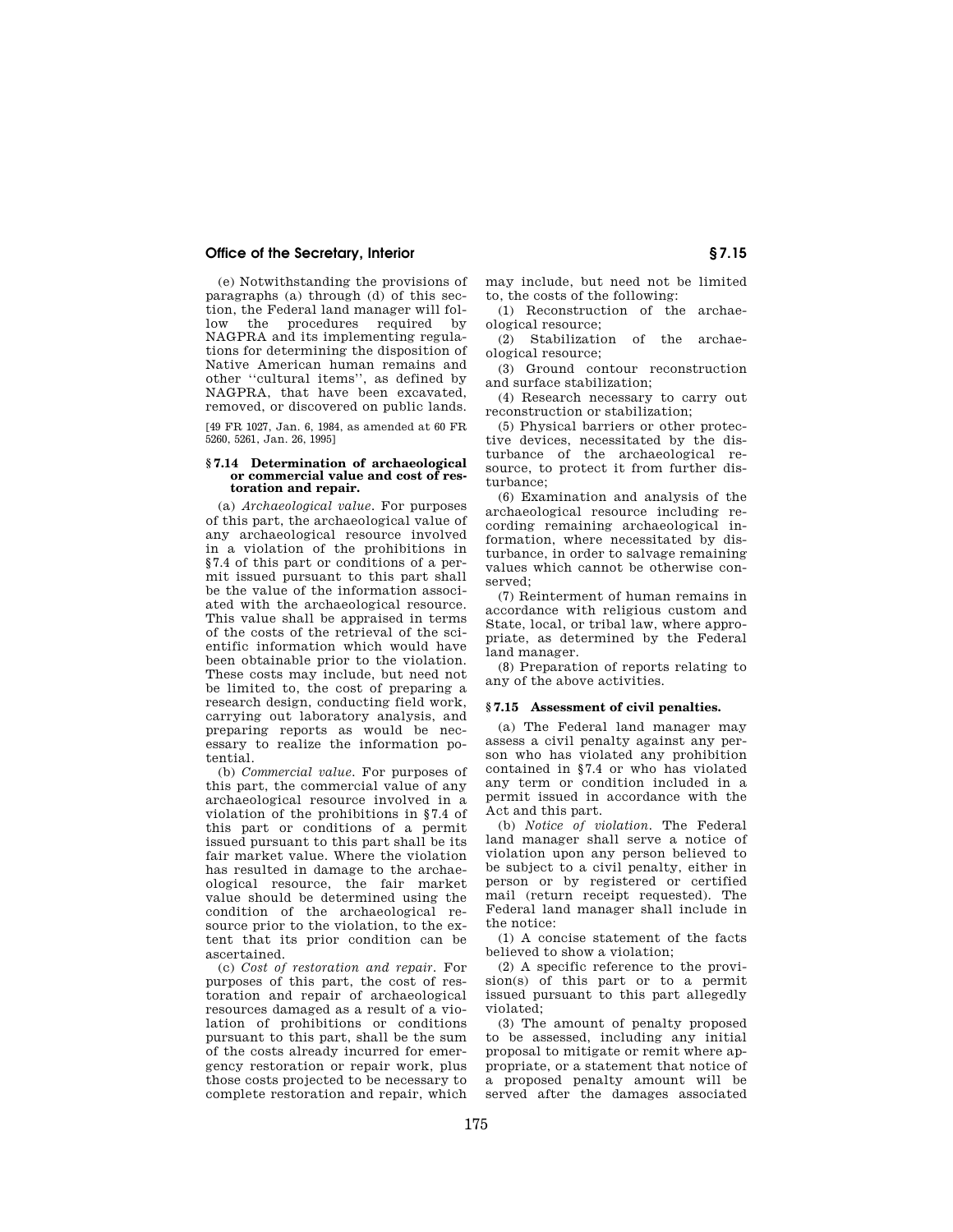(e) Notwithstanding the provisions of paragraphs (a) through (d) of this section, the Federal land manager will follow the procedures required by NAGPRA and its implementing regulations for determining the disposition of Native American human remains and other ''cultural items'', as defined by NAGPRA, that have been excavated, removed, or discovered on public lands.

[49 FR 1027, Jan. 6, 1984, as amended at 60 FR 5260, 5261, Jan. 26, 1995]

### § 7.14 Determination of archaeological or commercial value and cost of restoration and repair.

(a) *Archaeological value.* For purposes of this part, the archaeological value of any archaeological resource involved in a violation of the prohibitions in §7.4 of this part or conditions of a permit issued pursuant to this part shall be the value of the information associated with the archaeological resource. This value shall be appraised in terms of the costs of the retrieval of the scientific information which would have been obtainable prior to the violation. These costs may include, but need not be limited to, the cost of preparing a research design, conducting field work, carrying out laboratory analysis, and preparing reports as would be necessary to realize the information potential.

(b) *Commercial value.* For purposes of this part, the commercial value of any archaeological resource involved in a violation of the prohibitions in §7.4 of this part or conditions of a permit issued pursuant to this part shall be its fair market value. Where the violation has resulted in damage to the archaeological resource, the fair market value should be determined using the condition of the archaeological resource prior to the violation, to the extent that its prior condition can be ascertained.

(c) *Cost of restoration and repair.* For purposes of this part, the cost of restoration and repair of archaeological resources damaged as a result of a violation of prohibitions or conditions pursuant to this part, shall be the sum of the costs already incurred for emergency restoration or repair work, plus those costs projected to be necessary to complete restoration and repair, which may include, but need not be limited to, the costs of the following:

(1) Reconstruction of the archaeological resource;

(2) Stabilization of the archaeological resource;

(3) Ground contour reconstruction and surface stabilization;

(4) Research necessary to carry out reconstruction or stabilization;

(5) Physical barriers or other protective devices, necessitated by the disturbance of the archaeological resource, to protect it from further disturbance;

(6) Examination and analysis of the archaeological resource including recording remaining archaeological information, where necessitated by disturbance, in order to salvage remaining values which cannot be otherwise conserved;

(7) Reinterment of human remains in accordance with religious custom and State, local, or tribal law, where appropriate, as determined by the Federal land manager.

(8) Preparation of reports relating to any of the above activities.

### § 7.15 Assessment of civil penalties.

(a) The Federal land manager may assess a civil penalty against any person who has violated any prohibition contained in §7.4 or who has violated any term or condition included in a permit issued in accordance with the Act and this part.

(b) *Notice of violation.* The Federal land manager shall serve a notice of violation upon any person believed to be subject to a civil penalty, either in person or by registered or certified mail (return receipt requested). The Federal land manager shall include in the notice:

(1) A concise statement of the facts believed to show a violation;

(2) A specific reference to the provision(s) of this part or to a permit issued pursuant to this part allegedly violated;

(3) The amount of penalty proposed to be assessed, including any initial proposal to mitigate or remit where appropriate, or a statement that notice of a proposed penalty amount will be served after the damages associated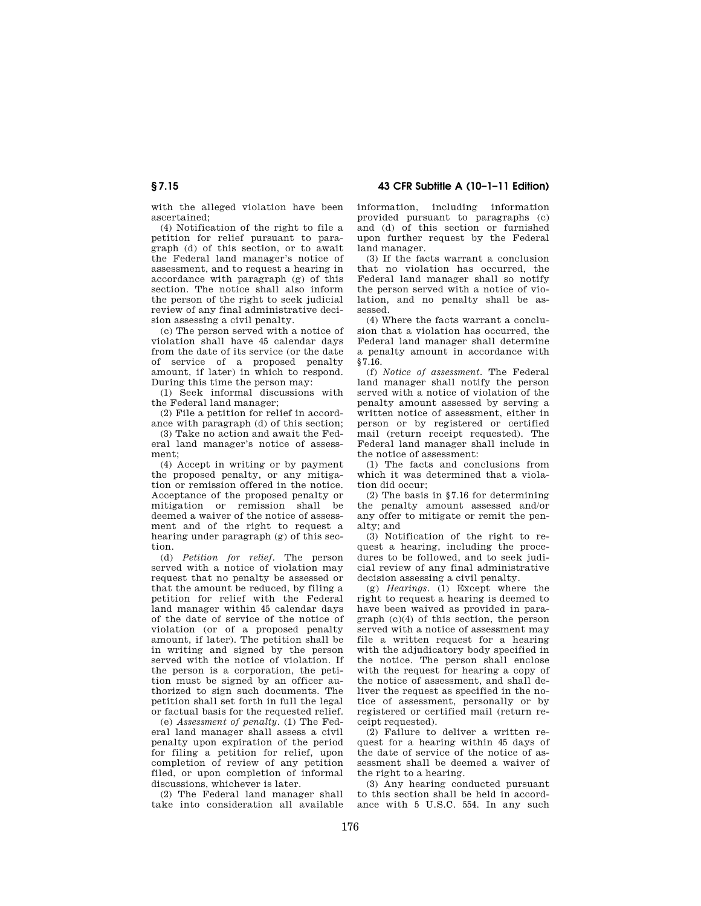with the alleged violation have been ascertained;

(4) Notification of the right to file a petition for relief pursuant to paragraph (d) of this section, or to await the Federal land manager's notice of assessment, and to request a hearing in accordance with paragraph (g) of this section. The notice shall also inform the person of the right to seek judicial review of any final administrative decision assessing a civil penalty.

(c) The person served with a notice of violation shall have 45 calendar days from the date of its service (or the date of service of a proposed penalty amount, if later) in which to respond. During this time the person may:

(1) Seek informal discussions with the Federal land manager;

(2) File a petition for relief in accordance with paragraph (d) of this section;

(3) Take no action and await the Federal land manager's notice of assessment;

(4) Accept in writing or by payment the proposed penalty, or any mitigation or remission offered in the notice. Acceptance of the proposed penalty or mitigation or remission shall be deemed a waiver of the notice of assessment and of the right to request a hearing under paragraph (g) of this section.

(d) *Petition for relief.* The person served with a notice of violation may request that no penalty be assessed or that the amount be reduced, by filing a petition for relief with the Federal land manager within 45 calendar days of the date of service of the notice of violation (or of a proposed penalty amount, if later). The petition shall be in writing and signed by the person served with the notice of violation. If the person is a corporation, the petition must be signed by an officer authorized to sign such documents. The petition shall set forth in full the legal or factual basis for the requested relief.

(e) *Assessment of penalty.* (1) The Federal land manager shall assess a civil penalty upon expiration of the period for filing a petition for relief, upon completion of review of any petition filed, or upon completion of informal discussions, whichever is later.

(2) The Federal land manager shall take into consideration all available information, including information provided pursuant to paragraphs (c) and (d) of this section or furnished upon further request by the Federal land manager.

(3) If the facts warrant a conclusion that no violation has occurred, the Federal land manager shall so notify the person served with a notice of violation, and no penalty shall be assessed.

(4) Where the facts warrant a conclusion that a violation has occurred, the Federal land manager shall determine a penalty amount in accordance with §7.16.

(f) *Notice of assessment.* The Federal land manager shall notify the person served with a notice of violation of the penalty amount assessed by serving a written notice of assessment, either in person or by registered or certified mail (return receipt requested). The Federal land manager shall include in the notice of assessment:

(1) The facts and conclusions from which it was determined that a violation did occur;

(2) The basis in §7.16 for determining the penalty amount assessed and/or any offer to mitigate or remit the penalty; and

(3) Notification of the right to request a hearing, including the procedures to be followed, and to seek judicial review of any final administrative decision assessing a civil penalty.

(g) *Hearings.* (1) Except where the right to request a hearing is deemed to have been waived as provided in paragraph (c)(4) of this section, the person served with a notice of assessment may file a written request for a hearing with the adjudicatory body specified in the notice. The person shall enclose with the request for hearing a copy of the notice of assessment, and shall deliver the request as specified in the notice of assessment, personally or by registered or certified mail (return receipt requested).

(2) Failure to deliver a written request for a hearing within 45 days of the date of service of the notice of assessment shall be deemed a waiver of the right to a hearing.

(3) Any hearing conducted pursuant to this section shall be held in accordance with 5 U.S.C. 554. In any such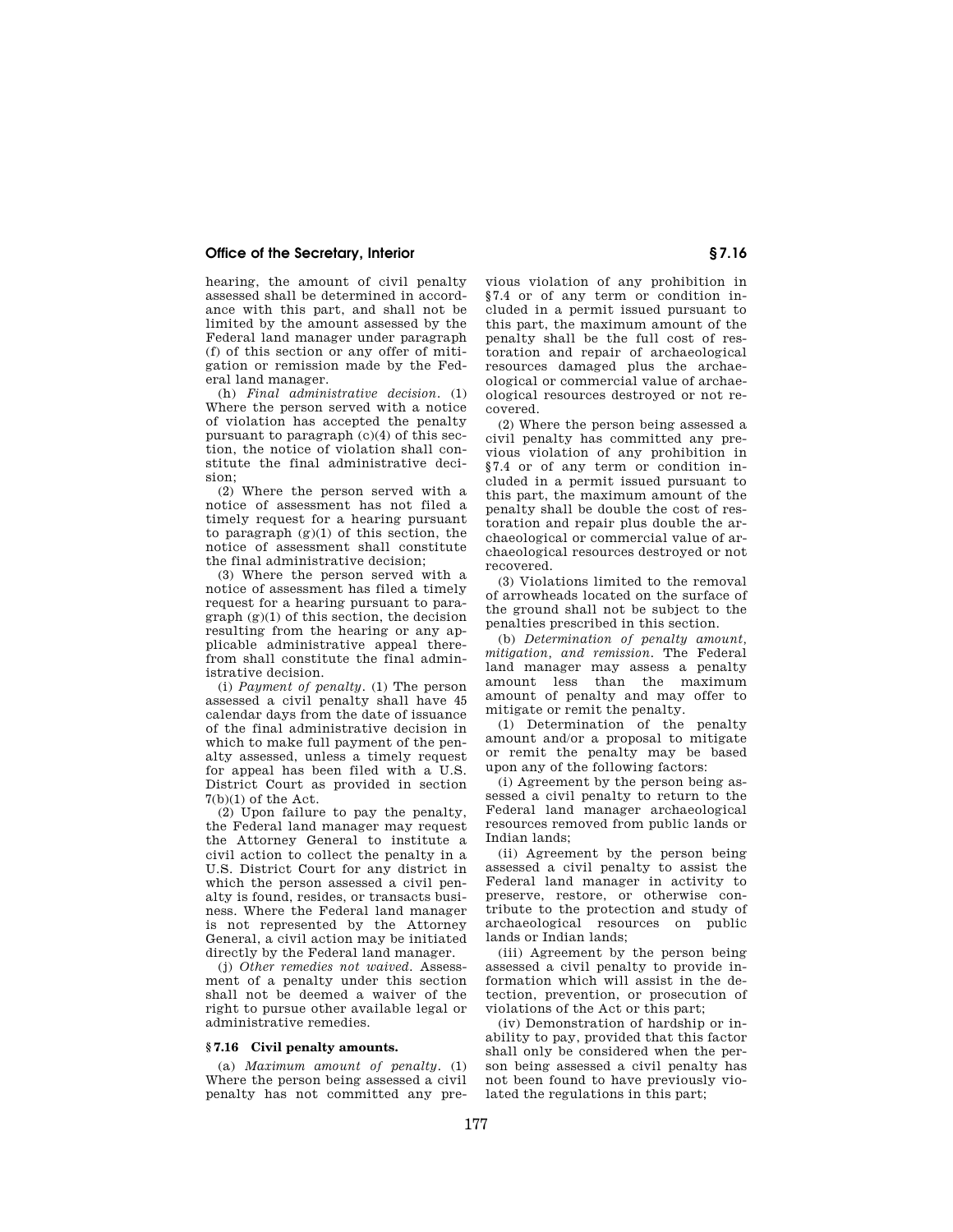hearing, the amount of civil penalty assessed shall be determined in accordance with this part, and shall not be limited by the amount assessed by the Federal land manager under paragraph (f) of this section or any offer of mitigation or remission made by the Federal land manager.

(h) *Final administrative decision.* (1) Where the person served with a notice of violation has accepted the penalty pursuant to paragraph (c)(4) of this section, the notice of violation shall constitute the final administrative decision;

(2) Where the person served with a notice of assessment has not filed a timely request for a hearing pursuant to paragraph (g)(1) of this section, the notice of assessment shall constitute the final administrative decision;

(3) Where the person served with a notice of assessment has filed a timely request for a hearing pursuant to paragraph (g)(1) of this section, the decision resulting from the hearing or any applicable administrative appeal therefrom shall constitute the final administrative decision.

(i) *Payment of penalty.* (1) The person assessed a civil penalty shall have 45 calendar days from the date of issuance of the final administrative decision in which to make full payment of the penalty assessed, unless a timely request for appeal has been filed with a U.S. District Court as provided in section 7(b)(1) of the Act.

(2) Upon failure to pay the penalty, the Federal land manager may request the Attorney General to institute a civil action to collect the penalty in a U.S. District Court for any district in which the person assessed a civil penalty is found, resides, or transacts business. Where the Federal land manager is not represented by the Attorney General, a civil action may be initiated directly by the Federal land manager.

(j) *Other remedies not waived.* Assessment of a penalty under this section shall not be deemed a waiver of the right to pursue other available legal or administrative remedies.

## § 7.16 Civil penalty amounts.

(a) *Maximum amount of penalty.* (1) Where the person being assessed a civil penalty has not committed any previous violation of any prohibition in §7.4 or of any term or condition included in a permit issued pursuant to this part, the maximum amount of the penalty shall be the full cost of restoration and repair of archaeological resources damaged plus the archaeological or commercial value of archaeological resources destroyed or not recovered.

(2) Where the person being assessed a civil penalty has committed any previous violation of any prohibition in §7.4 or of any term or condition included in a permit issued pursuant to this part, the maximum amount of the penalty shall be double the cost of restoration and repair plus double the archaeological or commercial value of archaeological resources destroyed or not recovered.

(3) Violations limited to the removal of arrowheads located on the surface of the ground shall not be subject to the penalties prescribed in this section.

(b) *Determination of penalty amount, mitigation, and remission.* The Federal land manager may assess a penalty amount less than the maximum amount of penalty and may offer to mitigate or remit the penalty.

(1) Determination of the penalty amount and/or a proposal to mitigate or remit the penalty may be based upon any of the following factors:

(i) Agreement by the person being assessed a civil penalty to return to the Federal land manager archaeological resources removed from public lands or Indian lands;

(ii) Agreement by the person being assessed a civil penalty to assist the Federal land manager in activity to preserve, restore, or otherwise contribute to the protection and study of archaeological resources on public lands or Indian lands;

(iii) Agreement by the person being assessed a civil penalty to provide information which will assist in the detection, prevention, or prosecution of violations of the Act or this part;

(iv) Demonstration of hardship or inability to pay, provided that this factor shall only be considered when the person being assessed a civil penalty has not been found to have previously violated the regulations in this part;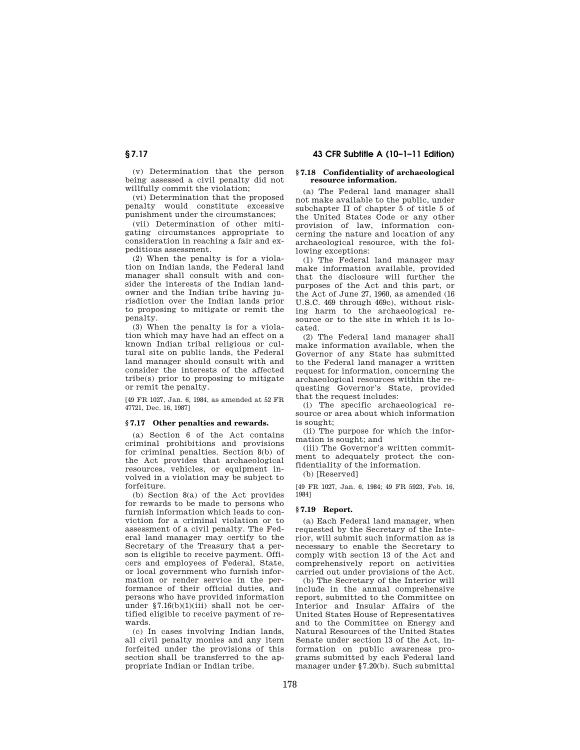(v) Determination that the person being assessed a civil penalty did not willfully commit the violation;

(vi) Determination that the proposed penalty would constitute excessive punishment under the circumstances;

(vii) Determination of other mitigating circumstances appropriate to consideration in reaching a fair and expeditious assessment.

(2) When the penalty is for a violation on Indian lands, the Federal land manager shall consult with and consider the interests of the Indian landowner and the Indian tribe having jurisdiction over the Indian lands prior to proposing to mitigate or remit the penalty.

(3) When the penalty is for a violation which may have had an effect on a known Indian tribal religious or cultural site on public lands, the Federal land manager should consult with and consider the interests of the affected tribe(s) prior to proposing to mitigate or remit the penalty.

[49 FR 1027, Jan. 6, 1984, as amended at 52 FR 47721, Dec. 16, 1987]

### § 7.17 Other penalties and rewards.

(a) Section 6 of the Act contains criminal prohibitions and provisions for criminal penalties. Section 8(b) of the Act provides that archaeological resources, vehicles, or equipment involved in a violation may be subject to forfeiture.

(b) Section 8(a) of the Act provides for rewards to be made to persons who furnish information which leads to conviction for a criminal violation or to assessment of a civil penalty. The Federal land manager may certify to the Secretary of the Treasury that a person is eligible to receive payment. Officers and employees of Federal, State, or local government who furnish information or render service in the performance of their official duties, and persons who have provided information under §7.16(b)(1)(iii) shall not be certified eligible to receive payment of rewards.

(c) In cases involving Indian lands, all civil penalty monies and any item forfeited under the provisions of this section shall be transferred to the appropriate Indian or Indian tribe.

### § 7.18 Confidentiality of archaeological resource information.

(a) The Federal land manager shall not make available to the public, under subchapter II of chapter 5 of title 5 of the United States Code or any other provision of law, information concerning the nature and location of any archaeological resource, with the following exceptions:

(1) The Federal land manager may make information available, provided that the disclosure will further the purposes of the Act and this part, or the Act of June 27, 1960, as amended (16 U.S.C. 469 through 469c), without risking harm to the archaeological resource or to the site in which it is located.

(2) The Federal land manager shall make information available, when the Governor of any State has submitted to the Federal land manager a written request for information, concerning the archaeological resources within the requesting Governor's State, provided that the request includes:

(i) The specific archaeological resource or area about which information is sought;

(ii) The purpose for which the information is sought; and

(iii) The Governor's written commitment to adequately protect the confidentiality of the information.

(b) [Reserved]

[49 FR 1027, Jan. 6, 1984; 49 FR 5923, Feb. 16, 1984]

### § 7.19 Report.

(a) Each Federal land manager, when requested by the Secretary of the Interior, will submit such information as is necessary to enable the Secretary to comply with section 13 of the Act and comprehensively report on activities carried out under provisions of the Act.

(b) The Secretary of the Interior will include in the annual comprehensive report, submitted to the Committee on Interior and Insular Affairs of the United States House of Representatives and to the Committee on Energy and Natural Resources of the United States Senate under section 13 of the Act, information on public awareness programs submitted by each Federal land manager under §7.20(b). Such submittal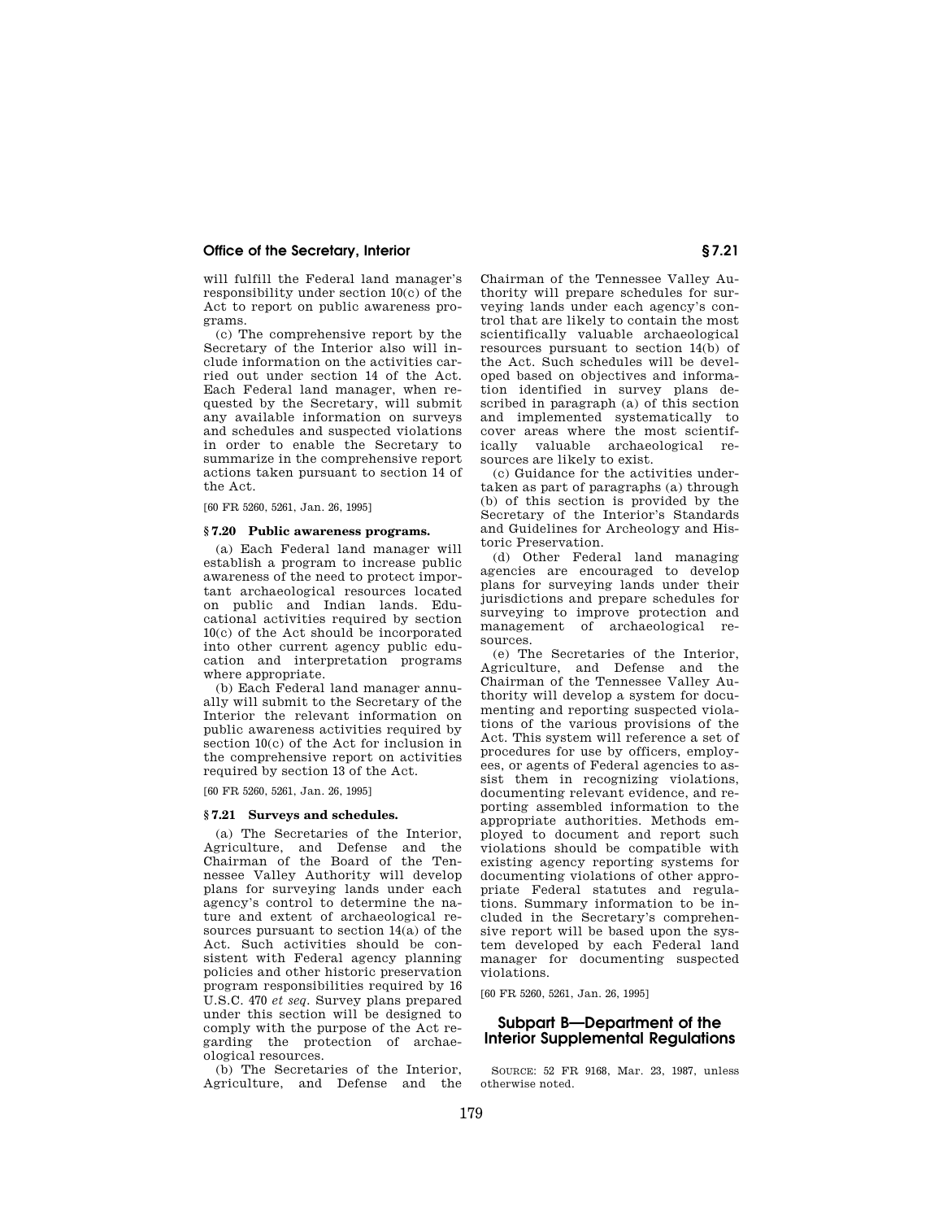will fulfill the Federal land manager's responsibility under section 10(c) of the Act to report on public awareness programs.

(c) The comprehensive report by the Secretary of the Interior also will include information on the activities carried out under section 14 of the Act. Each Federal land manager, when requested by the Secretary, will submit any available information on surveys and schedules and suspected violations in order to enable the Secretary to summarize in the comprehensive report actions taken pursuant to section 14 of the Act.

[60 FR 5260, 5261, Jan. 26, 1995]

### § 7.20 Public awareness programs.

(a) Each Federal land manager will establish a program to increase public awareness of the need to protect important archaeological resources located on public and Indian lands. Educational activities required by section 10(c) of the Act should be incorporated into other current agency public education and interpretation programs where appropriate.

(b) Each Federal land manager annually will submit to the Secretary of the Interior the relevant information on public awareness activities required by section 10(c) of the Act for inclusion in the comprehensive report on activities required by section 13 of the Act.

[60 FR 5260, 5261, Jan. 26, 1995]

### § 7.21 Surveys and schedules.

(a) The Secretaries of the Interior, Agriculture, and Defense and the Chairman of the Board of the Tennessee Valley Authority will develop plans for surveying lands under each agency's control to determine the nature and extent of archaeological resources pursuant to section 14(a) of the Act. Such activities should be consistent with Federal agency planning policies and other historic preservation program responsibilities required by 16 U.S.C. 470 *et seq.* Survey plans prepared under this section will be designed to comply with the purpose of the Act regarding the protection of archaeological resources.

(b) The Secretaries of the Interior, Agriculture, and Defense and the Chairman of the Tennessee Valley Authority will prepare schedules for surveying lands under each agency's control that are likely to contain the most scientifically valuable archaeological resources pursuant to section 14(b) of the Act. Such schedules will be developed based on objectives and information identified in survey plans described in paragraph (a) of this section and implemented systematically to cover areas where the most scientifically valuable archaeological resources are likely to exist.

(c) Guidance for the activities undertaken as part of paragraphs (a) through (b) of this section is provided by the Secretary of the Interior's Standards and Guidelines for Archeology and Historic Preservation.

(d) Other Federal land managing agencies are encouraged to develop plans for surveying lands under their jurisdictions and prepare schedules for surveying to improve protection and management of archaeological resources.

(e) The Secretaries of the Interior, Agriculture, and Defense and the Chairman of the Tennessee Valley Authority will develop a system for documenting and reporting suspected violations of the various provisions of the Act. This system will reference a set of procedures for use by officers, employees, or agents of Federal agencies to assist them in recognizing violations, documenting relevant evidence, and reporting assembled information to the appropriate authorities. Methods employed to document and report such violations should be compatible with existing agency reporting systems for documenting violations of other appropriate Federal statutes and regulations. Summary information to be included in the Secretary's comprehensive report will be based upon the system developed by each Federal land manager for documenting suspected violations.

[60 FR 5260, 5261, Jan. 26, 1995]

## Subpart B—Department of the Interior Supplemental Regulations

SOURCE: 52 FR 9168, Mar. 23, 1987, unless otherwise noted.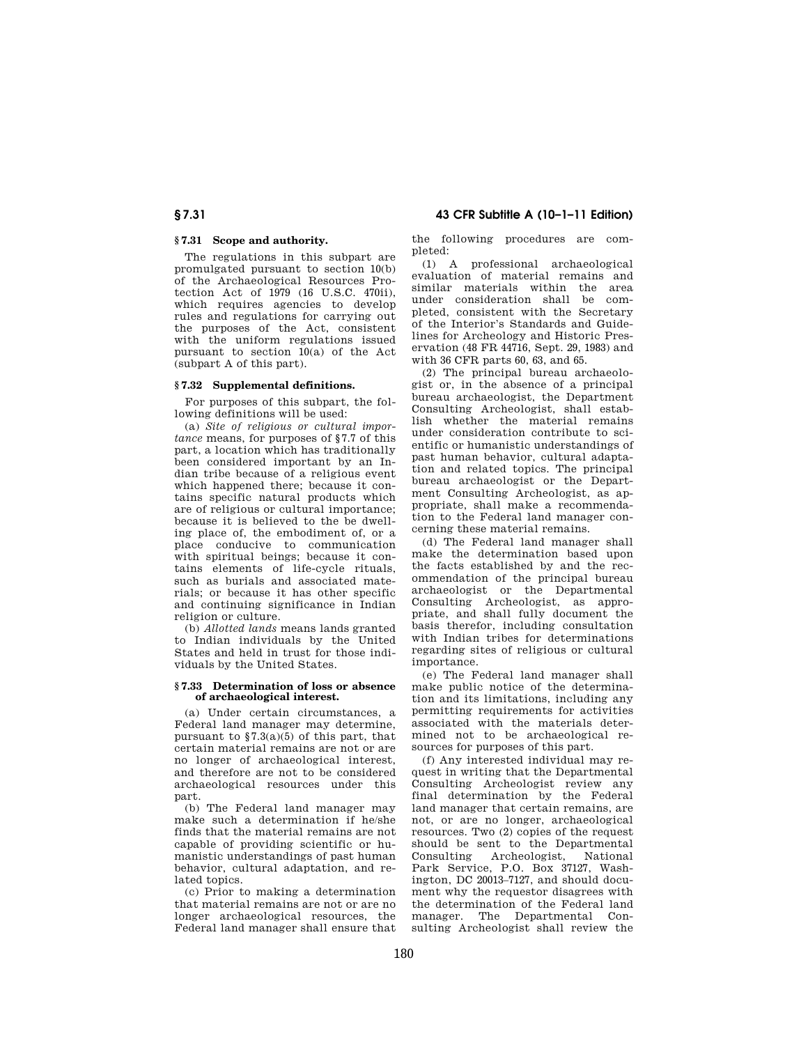### § 7.31 Scope and authority.

The regulations in this subpart are promulgated pursuant to section 10(b) of the Archaeological Resources Protection Act of 1979 (16 U.S.C. 470ii), which requires agencies to develop rules and regulations for carrying out the purposes of the Act, consistent with the uniform regulations issued pursuant to section 10(a) of the Act (subpart A of this part).

### § 7.32 Supplemental definitions.

For purposes of this subpart, the following definitions will be used:

(a) *Site of religious or cultural importance* means, for purposes of § 7.7 of this part, a location which has traditionally been considered important by an Indian tribe because of a religious event which happened there; because it contains specific natural products which are of religious or cultural importance; because it is believed to the be dwelling place of, the embodiment of, or a place conducive to communication with spiritual beings; because it contains elements of life-cycle rituals, such as burials and associated materials; or because it has other specific and continuing significance in Indian religion or culture.

(b) *Allotted lands* means lands granted to Indian individuals by the United States and held in trust for those individuals by the United States.

### § 7.33 Determination of loss or absence of archaeological interest.

(a) Under certain circumstances, a Federal land manager may determine, pursuant to § 7.3(a)(5) of this part, that certain material remains are not or are no longer of archaeological interest, and therefore are not to be considered archaeological resources under this part.

(b) The Federal land manager may make such a determination if he/she finds that the material remains are not capable of providing scientific or humanistic understandings of past human behavior, cultural adaptation, and related topics.

(c) Prior to making a determination that material remains are not or are no longer archaeological resources, the Federal land manager shall ensure that the following procedures are completed:

(1) A professional archaeological evaluation of material remains and similar materials within the area under consideration shall be completed, consistent with the Secretary of the Interior's Standards and Guidelines for Archeology and Historic Preservation (48 FR 44716, Sept. 29, 1983) and with 36 CFR parts 60, 63, and 65.

(2) The principal bureau archaeologist or, in the absence of a principal bureau archaeologist, the Department Consulting Archeologist, shall establish whether the material remains under consideration contribute to scientific or humanistic understandings of past human behavior, cultural adaptation and related topics. The principal bureau archaeologist or the Department Consulting Archeologist, as appropriate, shall make a recommendation to the Federal land manager concerning these material remains.

(d) The Federal land manager shall make the determination based upon the facts established by and the recommendation of the principal bureau archaeologist or the Departmental Consulting Archeologist, as appropriate, and shall fully document the basis therefor, including consultation with Indian tribes for determinations regarding sites of religious or cultural importance.

(e) The Federal land manager shall make public notice of the determination and its limitations, including any permitting requirements for activities associated with the materials determined not to be archaeological resources for purposes of this part.

(f) Any interested individual may request in writing that the Departmental Consulting Archeologist review any final determination by the Federal land manager that certain remains, are not, or are no longer, archaeological resources. Two (2) copies of the request should be sent to the Departmental Consulting Archeologist, National Park Service, P.O. Box 37127, Washington, DC 20013–7127, and should document why the requestor disagrees with the determination of the Federal land manager. The Departmental Consulting Archeologist shall review the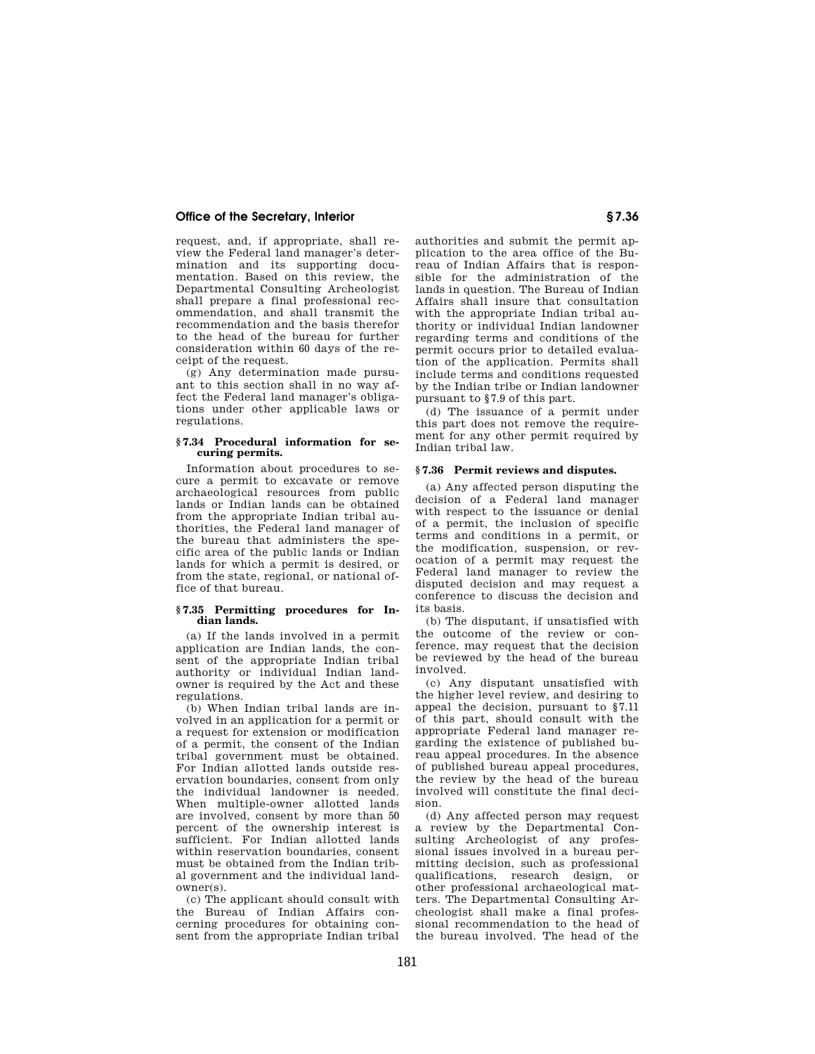request, and, if appropriate, shall review the Federal land manager's determination and its supporting documentation. Based on this review, the Departmental Consulting Archeologist shall prepare a final professional recommendation, and shall transmit the recommendation and the basis therefor to the head of the bureau for further consideration within 60 days of the receipt of the request.

(g) Any determination made pursuant to this section shall in no way affect the Federal land manager's obligations under other applicable laws or regulations.

### § 7.34 Procedural information for securing permits.

Information about procedures to secure a permit to excavate or remove archaeological resources from public lands or Indian lands can be obtained from the appropriate Indian tribal authorities, the Federal land manager of the bureau that administers the specific area of the public lands or Indian lands for which a permit is desired, or from the state, regional, or national office of that bureau.

### § 7.35 Permitting procedures for Indian lands.

(a) If the lands involved in a permit application are Indian lands, the consent of the appropriate Indian tribal authority or individual Indian landowner is required by the Act and these regulations.

(b) When Indian tribal lands are involved in an application for a permit or a request for extension or modification of a permit, the consent of the Indian tribal government must be obtained. For Indian allotted lands outside reservation boundaries, consent from only the individual landowner is needed. When multiple-owner allotted lands are involved, consent by more than 50 percent of the ownership interest is sufficient. For Indian allotted lands within reservation boundaries, consent must be obtained from the Indian tribal government and the individual landowner(s).

(c) The applicant should consult with the Bureau of Indian Affairs concerning procedures for obtaining consent from the appropriate Indian tribal authorities and submit the permit application to the area office of the Bureau of Indian Affairs that is responsible for the administration of the lands in question. The Bureau of Indian Affairs shall insure that consultation with the appropriate Indian tribal authority or individual Indian landowner regarding terms and conditions of the permit occurs prior to detailed evaluation of the application. Permits shall include terms and conditions requested by the Indian tribe or Indian landowner pursuant to §7.9 of this part.

(d) The issuance of a permit under this part does not remove the requirement for any other permit required by Indian tribal law.

### § 7.36 Permit reviews and disputes.

(a) Any affected person disputing the decision of a Federal land manager with respect to the issuance or denial of a permit, the inclusion of specific terms and conditions in a permit, or the modification, suspension, or revocation of a permit may request the Federal land manager to review the disputed decision and may request a conference to discuss the decision and its basis.

(b) The disputant, if unsatisfied with the outcome of the review or conference, may request that the decision be reviewed by the head of the bureau involved.

(c) Any disputant unsatisfied with the higher level review, and desiring to appeal the decision, pursuant to §7.11 of this part, should consult with the appropriate Federal land manager regarding the existence of published bureau appeal procedures. In the absence of published bureau appeal procedures, the review by the head of the bureau involved will constitute the final decision.

(d) Any affected person may request a review by the Departmental Consulting Archeologist of any professional issues involved in a bureau permitting decision, such as professional qualifications, research design, or other professional archaeological matters. The Departmental Consulting Archeologist shall make a final professional recommendation to the head of the bureau involved. The head of the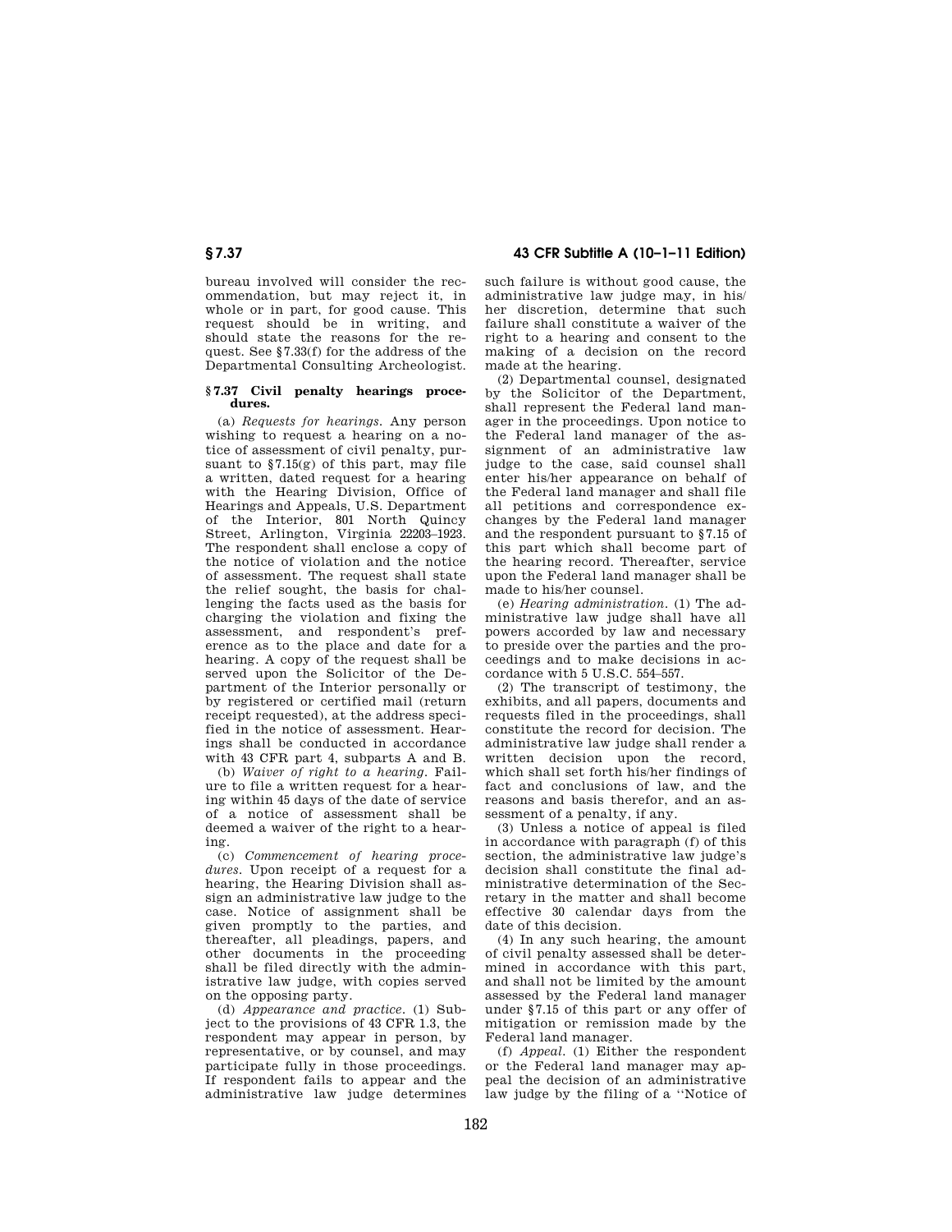bureau involved will consider the recommendation, but may reject it, in whole or in part, for good cause. This request should be in writing, and should state the reasons for the request. See §7.33(f) for the address of the Departmental Consulting Archeologist.

### §7.37 Civil penalty hearings procedures.

(a) *Requests for hearings.* Any person wishing to request a hearing on a notice of assessment of civil penalty, pursuant to §7.15(g) of this part, may file a written, dated request for a hearing with the Hearing Division, Office of Hearings and Appeals, U.S. Department of the Interior, 801 North Quincy Street, Arlington, Virginia 22203–1923. The respondent shall enclose a copy of the notice of violation and the notice of assessment. The request shall state the relief sought, the basis for challenging the facts used as the basis for charging the violation and fixing the assessment, and respondent's preference as to the place and date for a hearing. A copy of the request shall be served upon the Solicitor of the Department of the Interior personally or by registered or certified mail (return receipt requested), at the address specified in the notice of assessment. Hearings shall be conducted in accordance with 43 CFR part 4, subparts A and B.

(b) *Waiver of right to a hearing.* Failure to file a written request for a hearing within 45 days of the date of service of a notice of assessment shall be deemed a waiver of the right to a hearing.

(c) *Commencement of hearing procedures.* Upon receipt of a request for a hearing, the Hearing Division shall assign an administrative law judge to the case. Notice of assignment shall be given promptly to the parties, and thereafter, all pleadings, papers, and other documents in the proceeding shall be filed directly with the administrative law judge, with copies served on the opposing party.

(d) *Appearance and practice.* (1) Subject to the provisions of 43 CFR 1.3, the respondent may appear in person, by representative, or by counsel, and may participate fully in those proceedings. If respondent fails to appear and the administrative law judge determines such failure is without good cause, the administrative law judge may, in his/her discretion, determine that such failure shall constitute a waiver of the right to a hearing and consent to the making of a decision on the record made at the hearing.

(2) Departmental counsel, designated by the Solicitor of the Department, shall represent the Federal land manager in the proceedings. Upon notice to the Federal land manager of the assignment of an administrative law judge to the case, said counsel shall enter his/her appearance on behalf of the Federal land manager and shall file all petitions and correspondence exchanges by the Federal land manager and the respondent pursuant to §7.15 of this part which shall become part of the hearing record. Thereafter, service upon the Federal land manager shall be made to his/her counsel.

(e) *Hearing administration.* (1) The administrative law judge shall have all powers accorded by law and necessary to preside over the parties and the proceedings and to make decisions in accordance with 5 U.S.C. 554–557.

(2) The transcript of testimony, the exhibits, and all papers, documents and requests filed in the proceedings, shall constitute the record for decision. The administrative law judge shall render a written decision upon the record, which shall set forth his/her findings of fact and conclusions of law, and the reasons and basis therefor, and an assessment of a penalty, if any.

(3) Unless a notice of appeal is filed in accordance with paragraph (f) of this section, the administrative law judge's decision shall constitute the final administrative determination of the Secretary in the matter and shall become effective 30 calendar days from the date of this decision.

(4) In any such hearing, the amount of civil penalty assessed shall be determined in accordance with this part, and shall not be limited by the amount assessed by the Federal land manager under §7.15 of this part or any offer of mitigation or remission made by the Federal land manager.

(f) *Appeal.* (1) Either the respondent or the Federal land manager may appeal the decision of an administrative law judge by the filing of a "Notice of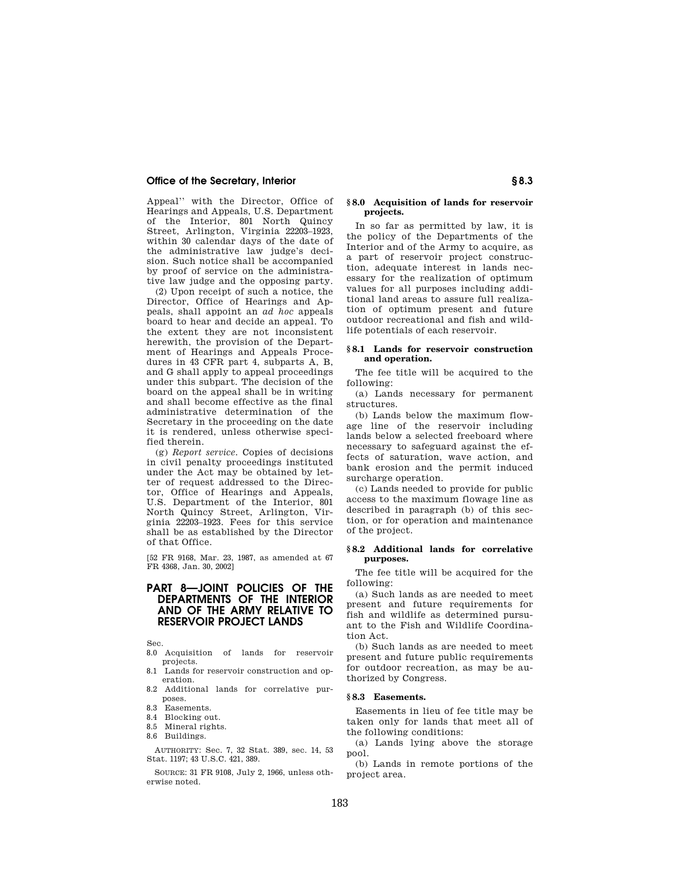Appeal'' with the Director, Office of Hearings and Appeals, U.S. Department of the Interior, 801 North Quincy Street, Arlington, Virginia 22203–1923, within 30 calendar days of the date of the administrative law judge's decision. Such notice shall be accompanied by proof of service on the administrative law judge and the opposing party.

(2) Upon receipt of such a notice, the Director, Office of Hearings and Appeals, shall appoint an *ad hoc* appeals board to hear and decide an appeal. To the extent they are not inconsistent herewith, the provision of the Department of Hearings and Appeals Procedures in 43 CFR part 4, subparts A, B, and G shall apply to appeal proceedings under this subpart. The decision of the board on the appeal shall be in writing and shall become effective as the final administrative determination of the Secretary in the proceeding on the date it is rendered, unless otherwise specified therein.

(g) *Report service.* Copies of decisions in civil penalty proceedings instituted under the Act may be obtained by letter of request addressed to the Director, Office of Hearings and Appeals, U.S. Department of the Interior, 801 North Quincy Street, Arlington, Virginia 22203–1923. Fees for this service shall be as established by the Director of that Office.

[52 FR 9168, Mar. 23, 1987, as amended at 67 FR 4368, Jan. 30, 2002]

## PART 8—JOINT POLICIES OF THE DEPARTMENTS OF THE INTERIOR AND OF THE ARMY RELATIVE TO RESERVOIR PROJECT LANDS

Sec.
8.0 Acquisition of lands for reservoir projects.
8.1 Lands for reservoir construction and operation.
8.2 Additional lands for correlative purposes.
8.3 Easements.
8.4 Blocking out.
8.5 Mineral rights.
8.6 Buildings.

AUTHORITY: Sec. 7, 32 Stat. 389, sec. 14, 53 Stat. 1197; 43 U.S.C. 421, 389.

SOURCE: 31 FR 9108, July 2, 1966, unless otherwise noted.

### § 8.0 Acquisition of lands for reservoir projects.

In so far as permitted by law, it is the policy of the Departments of the Interior and of the Army to acquire, as a part of reservoir project construction, adequate interest in lands necessary for the realization of optimum values for all purposes including additional land areas to assure full realization of optimum present and future outdoor recreational and fish and wildlife potentials of each reservoir.

### § 8.1 Lands for reservoir construction and operation.

The fee title will be acquired to the following:

(a) Lands necessary for permanent structures.

(b) Lands below the maximum flowage line of the reservoir including lands below a selected freeboard where necessary to safeguard against the effects of saturation, wave action, and bank erosion and the permit induced surcharge operation.

(c) Lands needed to provide for public access to the maximum flowage line as described in paragraph (b) of this section, or for operation and maintenance of the project.

### § 8.2 Additional lands for correlative purposes.

The fee title will be acquired for the following:

(a) Such lands as are needed to meet present and future requirements for fish and wildlife as determined pursuant to the Fish and Wildlife Coordination Act.

(b) Such lands as are needed to meet present and future public requirements for outdoor recreation, as may be authorized by Congress.

### § 8.3 Easements.

Easements in lieu of fee title may be taken only for lands that meet all of the following conditions:

(a) Lands lying above the storage pool.

(b) Lands in remote portions of the project area.